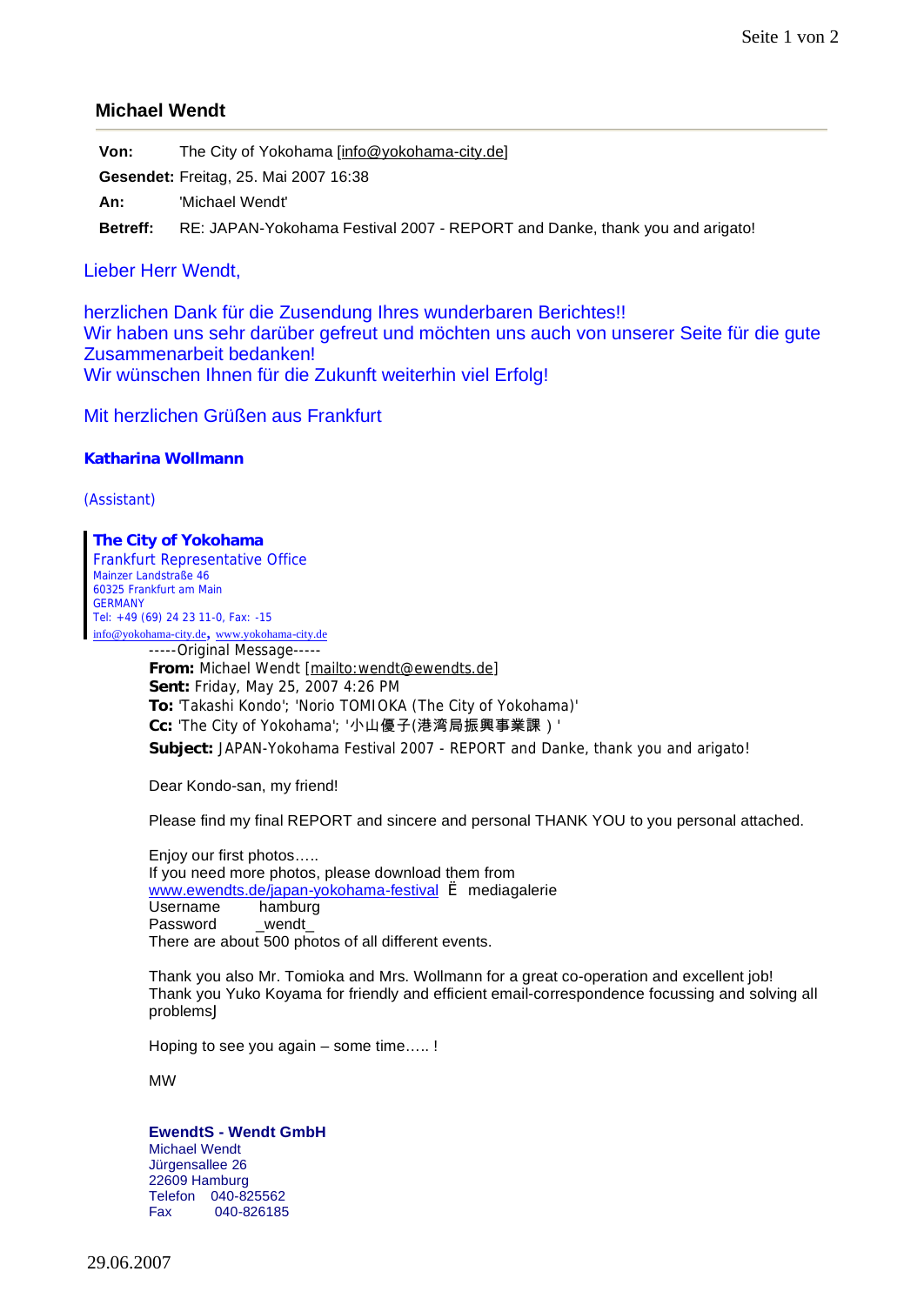## Michael Wendt

**Von:** The City of Yokohama [info@yokohama-city.de]
**Gesendet:** Freitag, 25. Mai 2007 16:38
**An:** 'Michael Wendt'
**Betreff:** RE: JAPAN-Yokohama Festival 2007 - REPORT and Danke, thank you and arigato!

Lieber Herr Wendt,

herzlichen Dank für die Zusendung Ihres wunderbaren Berichtes!!
Wir haben uns sehr darüber gefreut und möchten uns auch von unserer Seite für die gute Zusammenarbeit bedanken!
Wir wünschen Ihnen für die Zukunft weiterhin viel Erfolg!

Mit herzlichen Grüßen aus Frankfurt

**Katharina Wollmann**

(Assistant)

**The City of Yokohama**
Frankfurt Representative Office
Mainzer Landstraße 46
60325 Frankfurt am Main
GERMANY
Tel: +49 (69) 24 23 11-0, Fax: -15
info@yokohama-city.de, www.yokohama-city.de

-----Original Message-----
**From:** Michael Wendt [mailto:wendt@ewendts.de]
**Sent:** Friday, May 25, 2007 4:26 PM
**To:** 'Takashi Kondo'; 'Norio TOMIOKA (The City of Yokohama)'
**Cc:** 'The City of Yokohama'; '小山優子(港湾局振興事業課）'
**Subject:** JAPAN-Yokohama Festival 2007 - REPORT and Danke, thank you and arigato!

Dear Kondo-san, my friend!

Please find my final REPORT and sincere and personal THANK YOU to you personal attached.

Enjoy our first photos…..
If you need more photos, please download them from
www.ewendts.de/japan-yokohama-festival Ë mediagalerie
Username hamburg
Password _wendt_
There are about 500 photos of all different events.

Thank you also Mr. Tomioka and Mrs. Wollmann for a great co-operation and excellent job!
Thank you Yuko Koyama for friendly and efficient email-correspondence focussing and solving all problemsJ

Hoping to see you again – some time….. !

MW

**EwendtS - Wendt GmbH**
Michael Wendt
Jürgensallee 26
22609 Hamburg
Telefon 040-825562
Fax 040-826185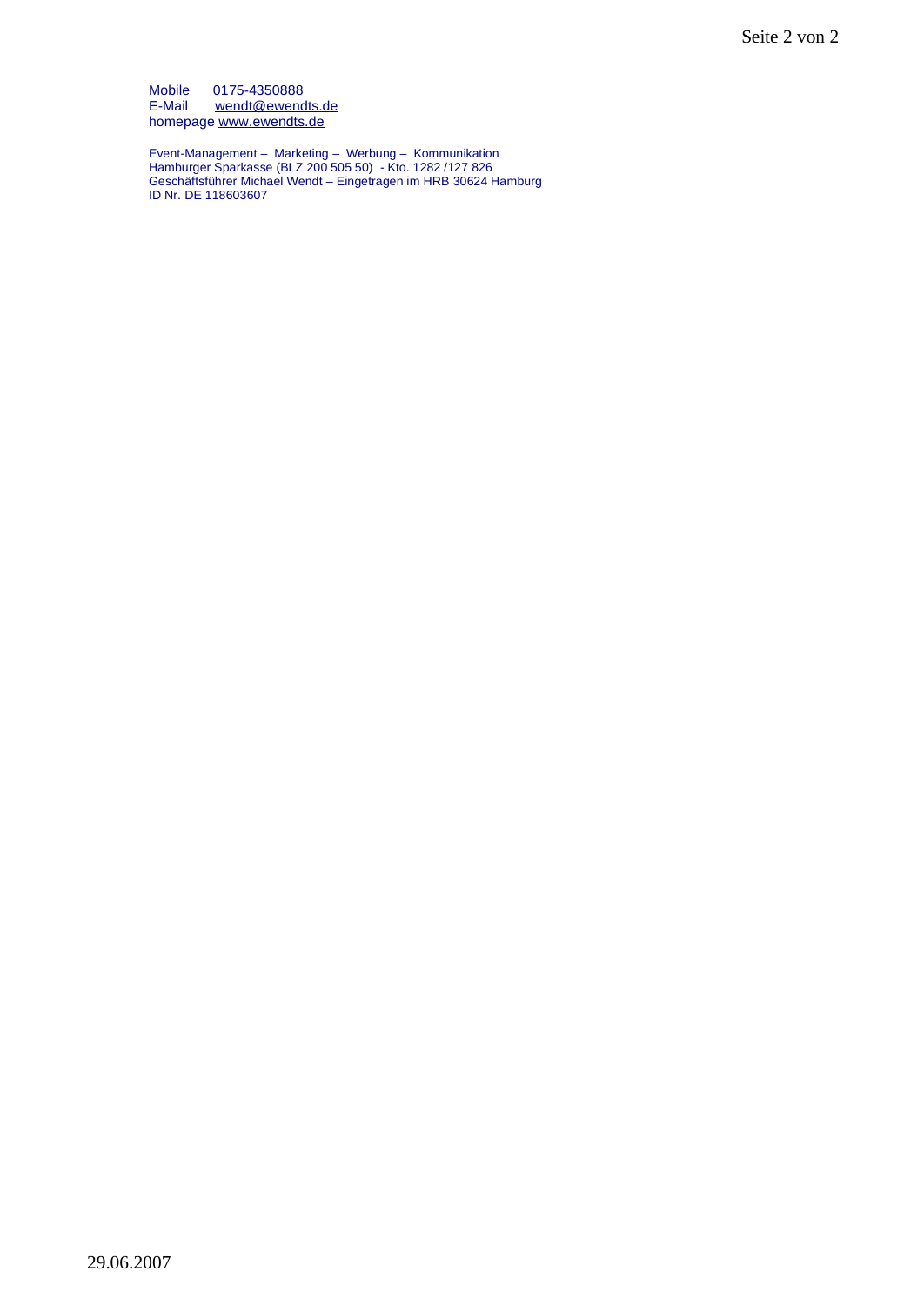Mobile 0175-4350888
E-Mail wendt@ewendts.de
homepage www.ewendts.de

Event-Management – Marketing – Werbung – Kommunikation
Hamburger Sparkasse (BLZ 200 505 50) - Kto. 1282 /127 826
Geschäftsführer Michael Wendt – Eingetragen im HRB 30624 Hamburg
ID Nr. DE 118603607